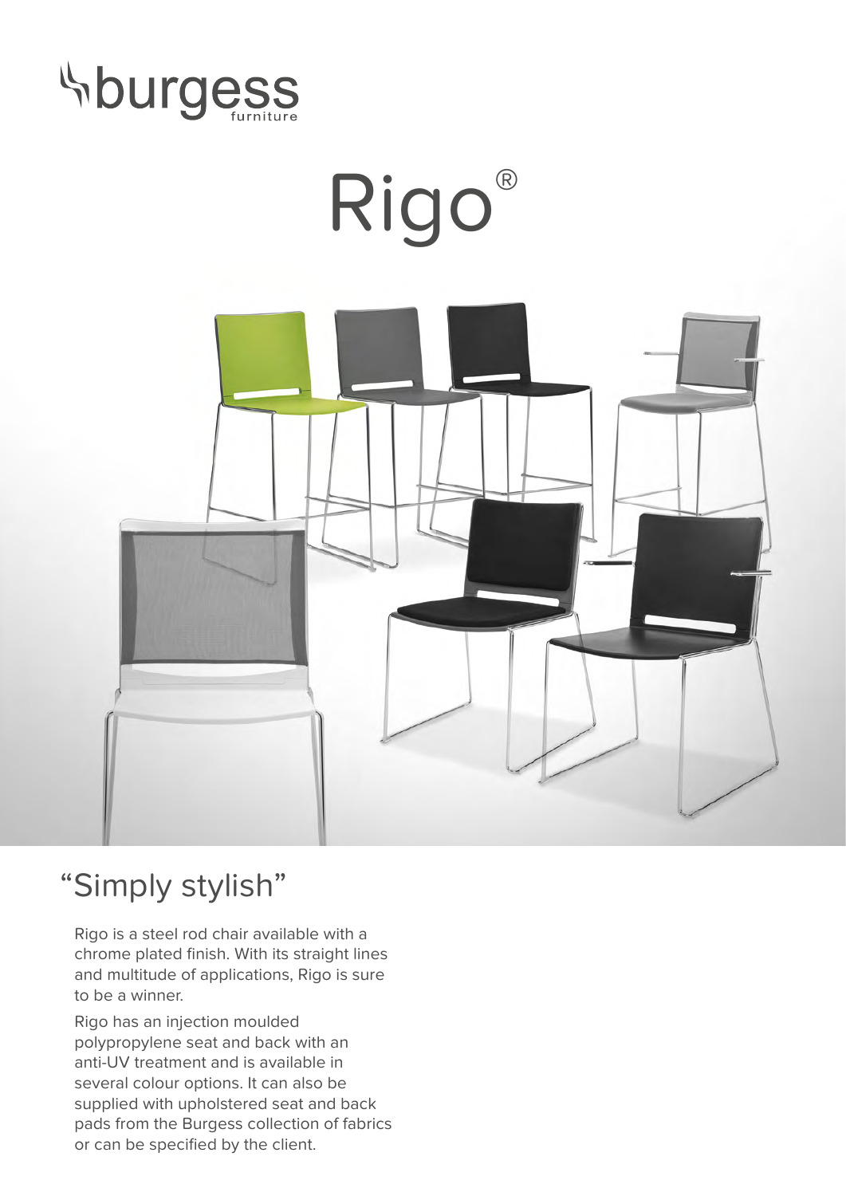burgess
furniture

# Rigo®

## "Simply stylish"

Rigo is a steel rod chair available with a chrome plated finish. With its straight lines and multitude of applications, Rigo is sure to be a winner.

Rigo has an injection moulded polypropylene seat and back with an anti-UV treatment and is available in several colour options. It can also be supplied with upholstered seat and back pads from the Burgess collection of fabrics or can be specified by the client.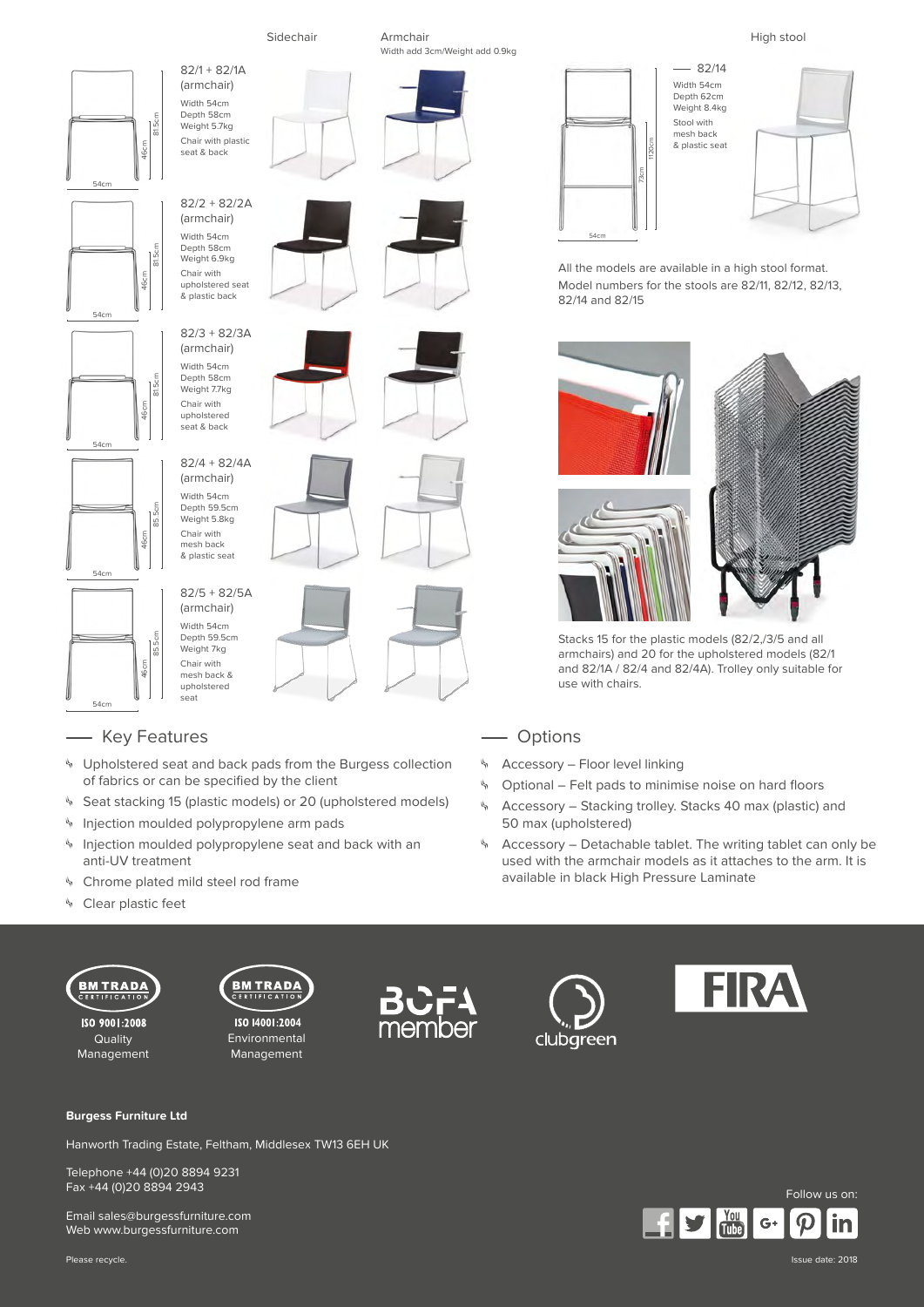Sidechair

Armchair
Width add 3cm/Weight add 0.9kg

High stool

54cm
81.5cm
46cm

82/1 + 82/1A (armchair)
Width 54cm
Depth 58cm
Weight 5.7kg
Chair with plastic seat & back

54cm
81.5cm
46cm

82/2 + 82/2A (armchair)
Width 54cm
Depth 58cm
Weight 6.9kg
Chair with upholstered seat & plastic back

54cm
81.5cm
46cm

82/3 + 82/3A (armchair)
Width 54cm
Depth 58cm
Weight 7.7kg
Chair with upholstered seat & back

54cm
85.5cm
46cm

82/4 + 82/4A (armchair)
Width 54cm
Depth 59.5cm
Weight 5.8kg
Chair with mesh back & plastic seat

54cm
85.5cm
46cm

82/5 + 82/5A (armchair)
Width 54cm
Depth 59.5cm
Weight 7kg
Chair with mesh back & upholstered seat

54cm
1120cm
73cm

82/14
Width 54cm
Depth 62cm
Weight 8.4kg
Stool with mesh back & plastic seat

All the models are available in a high stool format. Model numbers for the stools are 82/11, 82/12, 82/13, 82/14 and 82/15

Stacks 15 for the plastic models (82/2,/3/5 and all armchairs) and 20 for the upholstered models (82/1 and 82/1A / 82/4 and 82/4A). Trolley only suitable for use with chairs.

## Key Features

- Upholstered seat and back pads from the Burgess collection of fabrics or can be specified by the client
- Seat stacking 15 (plastic models) or 20 (upholstered models)
- Injection moulded polypropylene arm pads
- Injection moulded polypropylene seat and back with an anti-UV treatment
- Chrome plated mild steel rod frame
- Clear plastic feet

## Options

- Accessory – Floor level linking
- Optional – Felt pads to minimise noise on hard floors
- Accessory – Stacking trolley. Stacks 40 max (plastic) and 50 max (upholstered)
- Accessory – Detachable tablet. The writing tablet can only be used with the armchair models as it attaches to the arm. It is available in black High Pressure Laminate

BM TRADA CERTIFICATION
ISO 9001:2008
Quality Management

BM TRADA CERTIFICATION
ISO 14001:2004
Environmental Management

BCFA member

clubgreen

FIRA

**Burgess Furniture Ltd**

Hanworth Trading Estate, Feltham, Middlesex TW13 6EH UK

Telephone +44 (0)20 8894 9231
Fax +44 (0)20 8894 2943

Email sales@burgessfurniture.com
Web www.burgessfurniture.com

Follow us on:

Please recycle.

Issue date: 2018